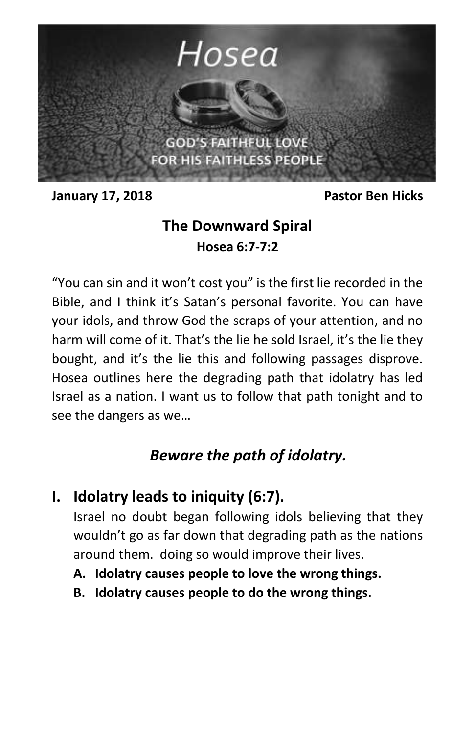# Hosea

GOD'S FAITHFUL LOVE FOR HIS FAITHLESS PEOPLE

**January 17, 2018** **Pastor Ben Hicks**

## The Downward Spiral

**Hosea 6:7-7:2**

"You can sin and it won't cost you" is the first lie recorded in the Bible, and I think it's Satan's personal favorite. You can have your idols, and throw God the scraps of your attention, and no harm will come of it. That's the lie he sold Israel, it's the lie they bought, and it's the lie this and following passages disprove. Hosea outlines here the degrading path that idolatry has led Israel as a nation. I want us to follow that path tonight and to see the dangers as we…

### *Beware the path of idolatry.*

## I. Idolatry leads to iniquity (6:7).

Israel no doubt began following idols believing that they wouldn't go as far down that degrading path as the nations around them. doing so would improve their lives.

**A. Idolatry causes people to love the wrong things.**

**B. Idolatry causes people to do the wrong things.**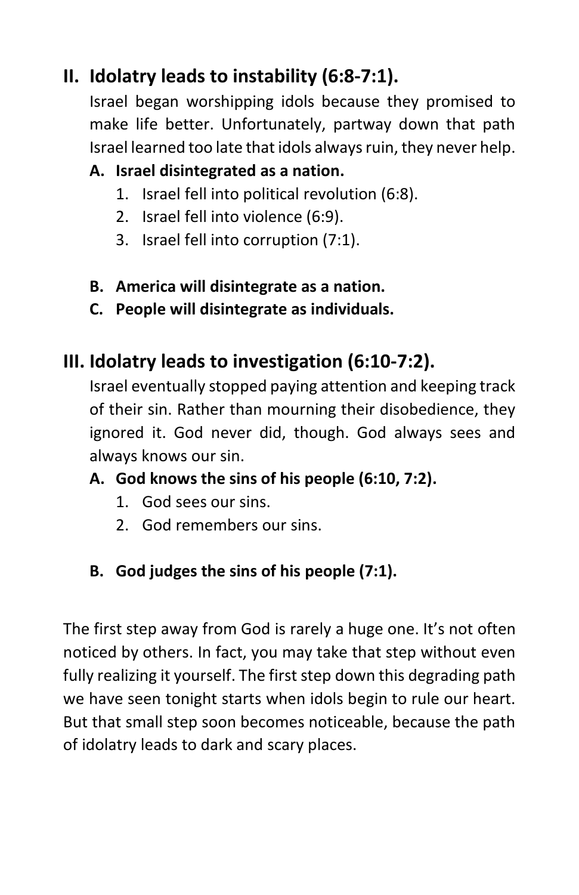## II. Idolatry leads to instability (6:8-7:1).

Israel began worshipping idols because they promised to make life better. Unfortunately, partway down that path Israel learned too late that idols always ruin, they never help.

### A. Israel disintegrated as a nation.

1. Israel fell into political revolution (6:8).
2. Israel fell into violence (6:9).
3. Israel fell into corruption (7:1).

### B. America will disintegrate as a nation.

### C. People will disintegrate as individuals.

## III. Idolatry leads to investigation (6:10-7:2).

Israel eventually stopped paying attention and keeping track of their sin. Rather than mourning their disobedience, they ignored it. God never did, though. God always sees and always knows our sin.

### A. God knows the sins of his people (6:10, 7:2).

1. God sees our sins.
2. God remembers our sins.

### B. God judges the sins of his people (7:1).

The first step away from God is rarely a huge one. It's not often noticed by others. In fact, you may take that step without even fully realizing it yourself. The first step down this degrading path we have seen tonight starts when idols begin to rule our heart. But that small step soon becomes noticeable, because the path of idolatry leads to dark and scary places.